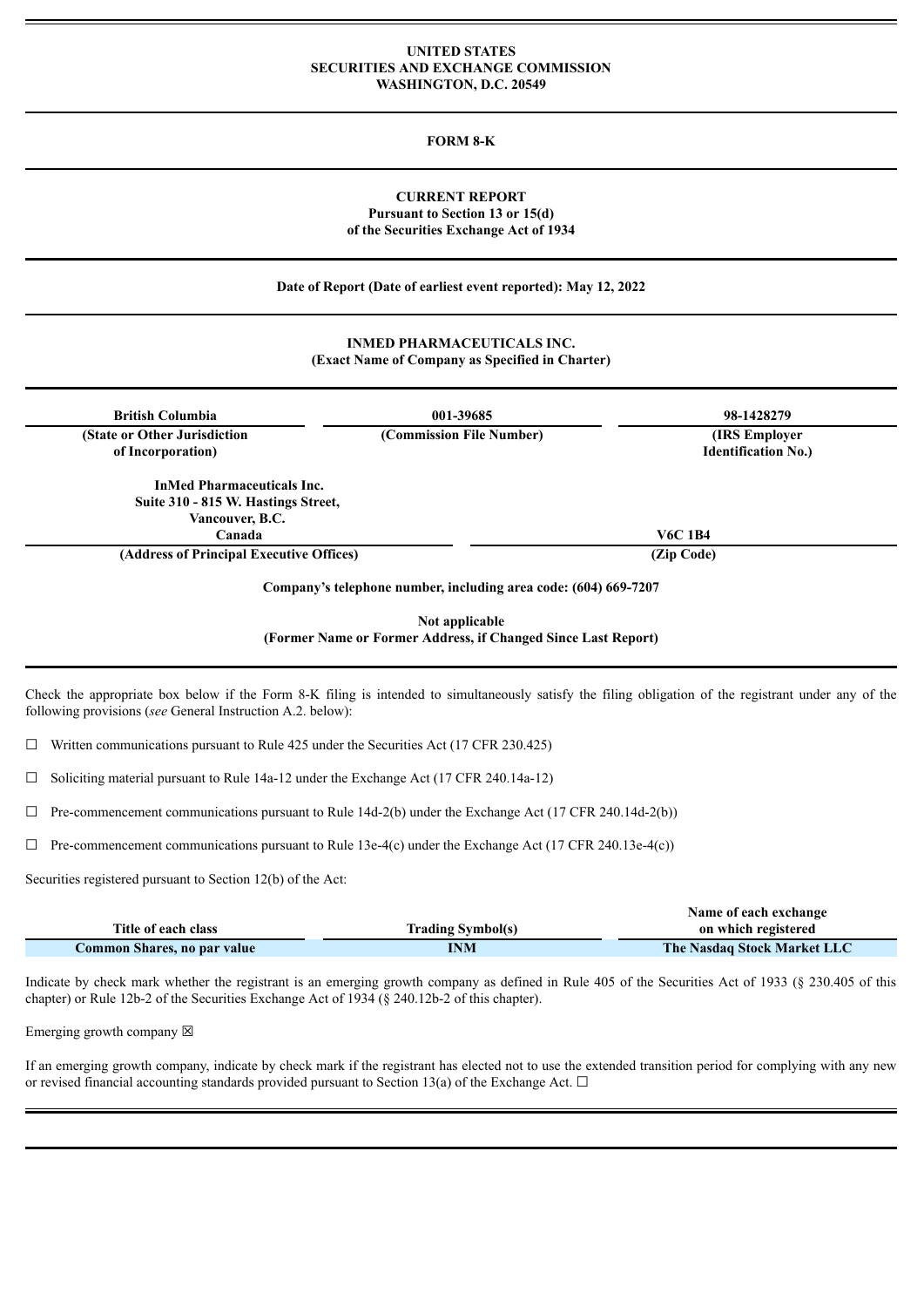**UNITED STATES**
**SECURITIES AND EXCHANGE COMMISSION**
**WASHINGTON, D.C. 20549**

---

# FORM 8-K

---

**CURRENT REPORT**
**Pursuant to Section 13 or 15(d)**
**of the Securities Exchange Act of 1934**

---

**Date of Report (Date of earliest event reported): May 12, 2022**

---

**INMED PHARMACEUTICALS INC.**
**(Exact Name of Company as Specified in Charter)**

---

| British Columbia | 001-39685 | 98-1428279 |
|---|---|---|
| (State or Other Jurisdiction of Incorporation) | (Commission File Number) | (IRS Employer Identification No.) |

| InMed Pharmaceuticals Inc. Suite 310 - 815 W. Hastings Street, Vancouver, B.C. Canada | V6C 1B4 |
|---|---|
| (Address of Principal Executive Offices) | (Zip Code) |

**Company's telephone number, including area code: (604) 669-7207**

**Not applicable**
**(Former Name or Former Address, if Changed Since Last Report)**

---

Check the appropriate box below if the Form 8-K filing is intended to simultaneously satisfy the filing obligation of the registrant under any of the following provisions (*see* General Instruction A.2. below):

☐ Written communications pursuant to Rule 425 under the Securities Act (17 CFR 230.425)

☐ Soliciting material pursuant to Rule 14a-12 under the Exchange Act (17 CFR 240.14a-12)

☐ Pre-commencement communications pursuant to Rule 14d-2(b) under the Exchange Act (17 CFR 240.14d-2(b))

☐ Pre-commencement communications pursuant to Rule 13e-4(c) under the Exchange Act (17 CFR 240.13e-4(c))

Securities registered pursuant to Section 12(b) of the Act:

| Title of each class | Trading Symbol(s) | Name of each exchange on which registered |
|---|---|---|
| Common Shares, no par value | INM | The Nasdaq Stock Market LLC |

Indicate by check mark whether the registrant is an emerging growth company as defined in Rule 405 of the Securities Act of 1933 (§ 230.405 of this chapter) or Rule 12b-2 of the Securities Exchange Act of 1934 (§ 240.12b-2 of this chapter).

Emerging growth company ☒

If an emerging growth company, indicate by check mark if the registrant has elected not to use the extended transition period for complying with any new or revised financial accounting standards provided pursuant to Section 13(a) of the Exchange Act. ☐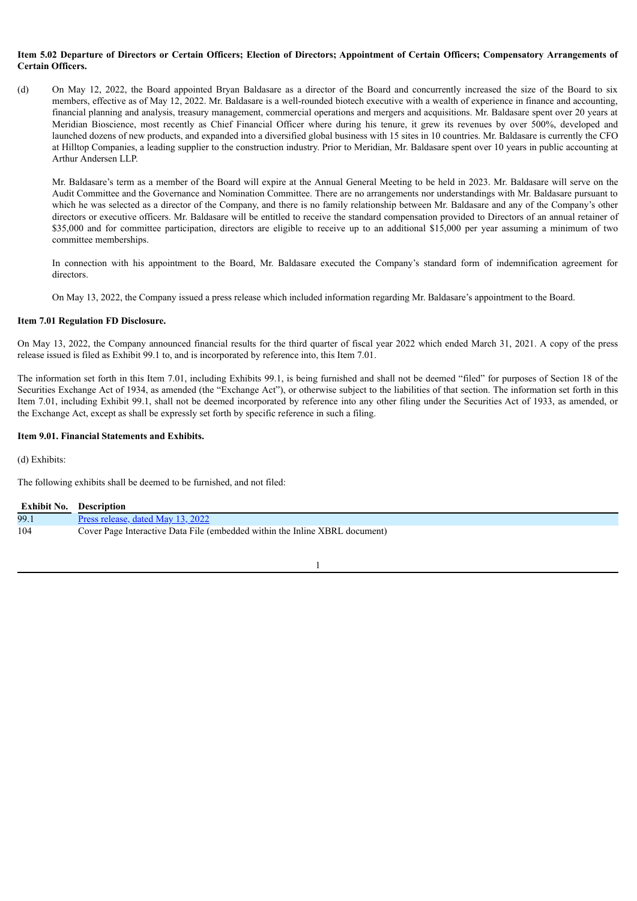**Item 5.02 Departure of Directors or Certain Officers; Election of Directors; Appointment of Certain Officers; Compensatory Arrangements of Certain Officers.**

(d) On May 12, 2022, the Board appointed Bryan Baldasare as a director of the Board and concurrently increased the size of the Board to six members, effective as of May 12, 2022. Mr. Baldasare is a well-rounded biotech executive with a wealth of experience in finance and accounting, financial planning and analysis, treasury management, commercial operations and mergers and acquisitions. Mr. Baldasare spent over 20 years at Meridian Bioscience, most recently as Chief Financial Officer where during his tenure, it grew its revenues by over 500%, developed and launched dozens of new products, and expanded into a diversified global business with 15 sites in 10 countries. Mr. Baldasare is currently the CFO at Hilltop Companies, a leading supplier to the construction industry. Prior to Meridian, Mr. Baldasare spent over 10 years in public accounting at Arthur Andersen LLP.

Mr. Baldasare's term as a member of the Board will expire at the Annual General Meeting to be held in 2023. Mr. Baldasare will serve on the Audit Committee and the Governance and Nomination Committee. There are no arrangements nor understandings with Mr. Baldasare pursuant to which he was selected as a director of the Company, and there is no family relationship between Mr. Baldasare and any of the Company's other directors or executive officers. Mr. Baldasare will be entitled to receive the standard compensation provided to Directors of an annual retainer of $35,000 and for committee participation, directors are eligible to receive up to an additional $15,000 per year assuming a minimum of two committee memberships.

In connection with his appointment to the Board, Mr. Baldasare executed the Company's standard form of indemnification agreement for directors.

On May 13, 2022, the Company issued a press release which included information regarding Mr. Baldasare's appointment to the Board.

**Item 7.01 Regulation FD Disclosure.**

On May 13, 2022, the Company announced financial results for the third quarter of fiscal year 2022 which ended March 31, 2021. A copy of the press release issued is filed as Exhibit 99.1 to, and is incorporated by reference into, this Item 7.01.

The information set forth in this Item 7.01, including Exhibits 99.1, is being furnished and shall not be deemed "filed" for purposes of Section 18 of the Securities Exchange Act of 1934, as amended (the "Exchange Act"), or otherwise subject to the liabilities of that section. The information set forth in this Item 7.01, including Exhibit 99.1, shall not be deemed incorporated by reference into any other filing under the Securities Act of 1933, as amended, or the Exchange Act, except as shall be expressly set forth by specific reference in such a filing.

**Item 9.01. Financial Statements and Exhibits.**

(d) Exhibits:

The following exhibits shall be deemed to be furnished, and not filed:

| Exhibit No. | Description |
|---|---|
| 99.1 | Press release, dated May 13, 2022 |
| 104 | Cover Page Interactive Data File (embedded within the Inline XBRL document) |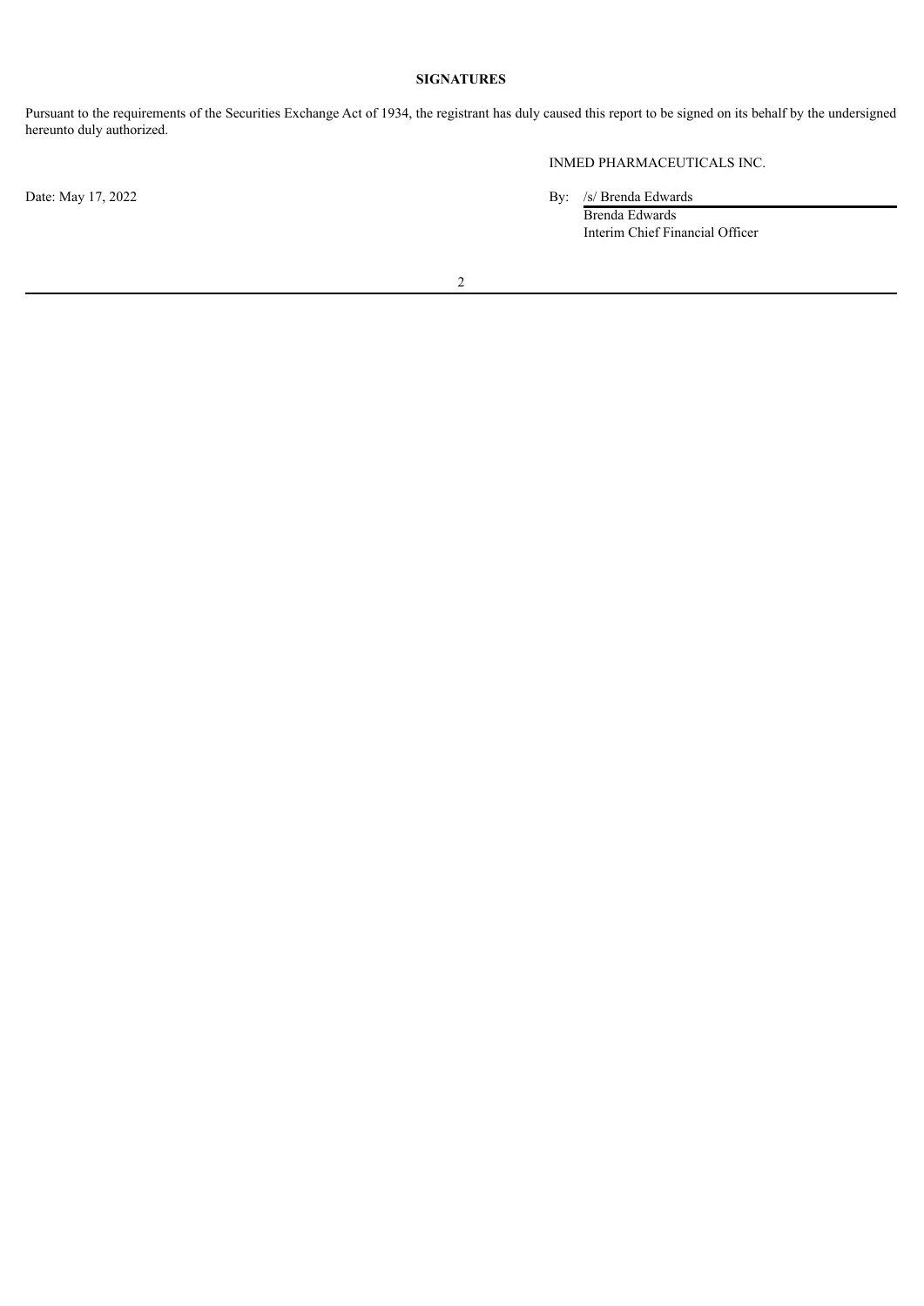**SIGNATURES**

Pursuant to the requirements of the Securities Exchange Act of 1934, the registrant has duly caused this report to be signed on its behalf by the undersigned hereunto duly authorized.

INMED PHARMACEUTICALS INC.

Date: May 17, 2022

By: /s/ Brenda Edwards
Brenda Edwards
Interim Chief Financial Officer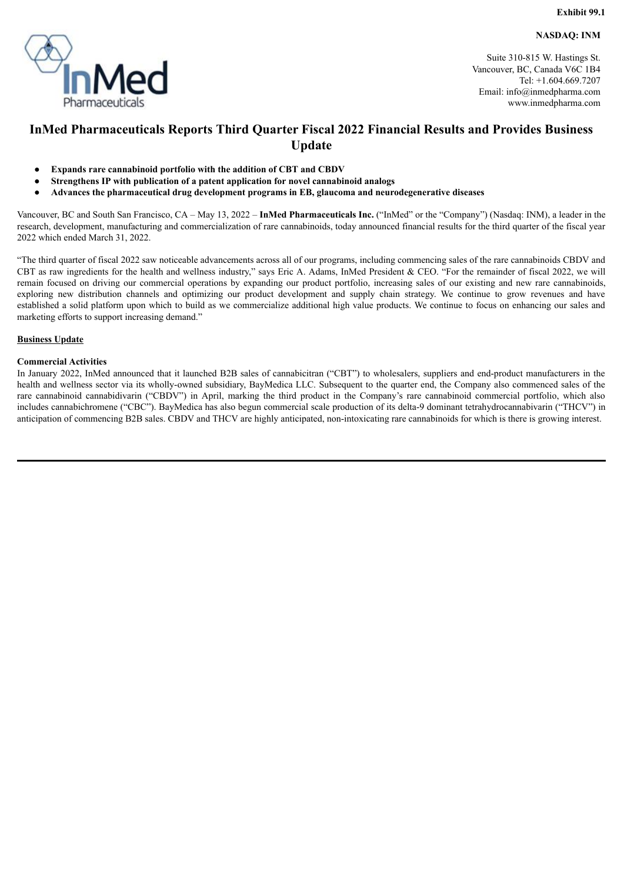**Exhibit 99.1**

**NASDAQ: INM**

Suite 310-815 W. Hastings St.
Vancouver, BC, Canada V6C 1B4
Tel: +1.604.669.7207
Email: info@inmedpharma.com
www.inmedpharma.com

# InMed Pharmaceuticals Reports Third Quarter Fiscal 2022 Financial Results and Provides Business Update

- **Expands rare cannabinoid portfolio with the addition of CBT and CBDV**
- **Strengthens IP with publication of a patent application for novel cannabinoid analogs**
- **Advances the pharmaceutical drug development programs in EB, glaucoma and neurodegenerative diseases**

Vancouver, BC and South San Francisco, CA – May 13, 2022 – **InMed Pharmaceuticals Inc.** ("InMed" or the "Company") (Nasdaq: INM), a leader in the research, development, manufacturing and commercialization of rare cannabinoids, today announced financial results for the third quarter of the fiscal year 2022 which ended March 31, 2022.

"The third quarter of fiscal 2022 saw noticeable advancements across all of our programs, including commencing sales of the rare cannabinoids CBDV and CBT as raw ingredients for the health and wellness industry," says Eric A. Adams, InMed President & CEO. "For the remainder of fiscal 2022, we will remain focused on driving our commercial operations by expanding our product portfolio, increasing sales of our existing and new rare cannabinoids, exploring new distribution channels and optimizing our product development and supply chain strategy. We continue to grow revenues and have established a solid platform upon which to build as we commercialize additional high value products. We continue to focus on enhancing our sales and marketing efforts to support increasing demand."

**Business Update**

**Commercial Activities**

In January 2022, InMed announced that it launched B2B sales of cannabicitran ("CBT") to wholesalers, suppliers and end-product manufacturers in the health and wellness sector via its wholly-owned subsidiary, BayMedica LLC. Subsequent to the quarter end, the Company also commenced sales of the rare cannabinoid cannabidivarin ("CBDV") in April, marking the third product in the Company's rare cannabinoid commercial portfolio, which also includes cannabichromene ("CBC"). BayMedica has also begun commercial scale production of its delta-9 dominant tetrahydrocannabivarin ("THCV") in anticipation of commencing B2B sales. CBDV and THCV are highly anticipated, non-intoxicating rare cannabinoids for which is there is growing interest.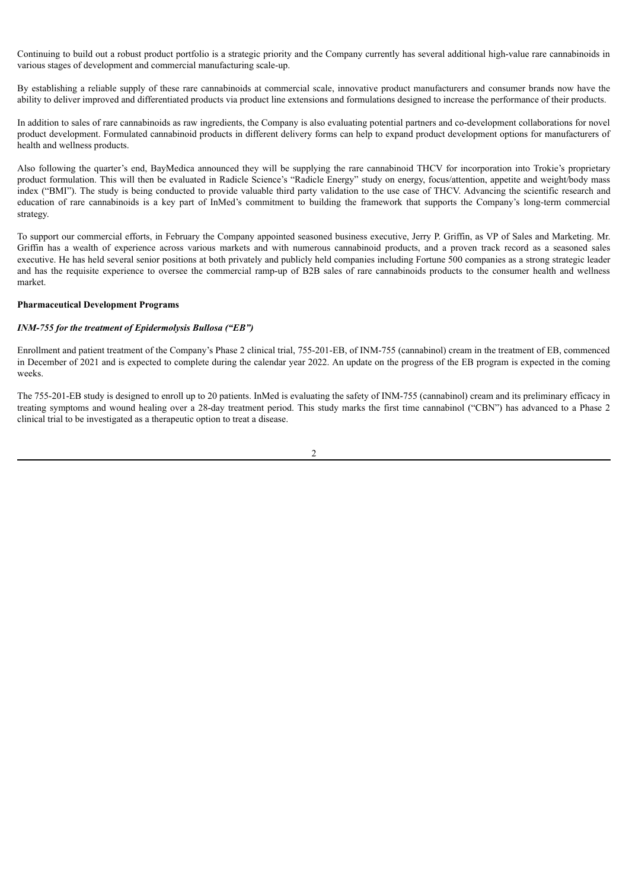Continuing to build out a robust product portfolio is a strategic priority and the Company currently has several additional high-value rare cannabinoids in various stages of development and commercial manufacturing scale-up.

By establishing a reliable supply of these rare cannabinoids at commercial scale, innovative product manufacturers and consumer brands now have the ability to deliver improved and differentiated products via product line extensions and formulations designed to increase the performance of their products.

In addition to sales of rare cannabinoids as raw ingredients, the Company is also evaluating potential partners and co-development collaborations for novel product development. Formulated cannabinoid products in different delivery forms can help to expand product development options for manufacturers of health and wellness products.

Also following the quarter's end, BayMedica announced they will be supplying the rare cannabinoid THCV for incorporation into Trokie's proprietary product formulation. This will then be evaluated in Radicle Science's "Radicle Energy" study on energy, focus/attention, appetite and weight/body mass index ("BMI"). The study is being conducted to provide valuable third party validation to the use case of THCV. Advancing the scientific research and education of rare cannabinoids is a key part of InMed's commitment to building the framework that supports the Company's long-term commercial strategy.

To support our commercial efforts, in February the Company appointed seasoned business executive, Jerry P. Griffin, as VP of Sales and Marketing. Mr. Griffin has a wealth of experience across various markets and with numerous cannabinoid products, and a proven track record as a seasoned sales executive. He has held several senior positions at both privately and publicly held companies including Fortune 500 companies as a strong strategic leader and has the requisite experience to oversee the commercial ramp-up of B2B sales of rare cannabinoids products to the consumer health and wellness market.

**Pharmaceutical Development Programs**

***INM-755 for the treatment of Epidermolysis Bullosa ("EB")***

Enrollment and patient treatment of the Company's Phase 2 clinical trial, 755-201-EB, of INM-755 (cannabinol) cream in the treatment of EB, commenced in December of 2021 and is expected to complete during the calendar year 2022. An update on the progress of the EB program is expected in the coming weeks.

The 755-201-EB study is designed to enroll up to 20 patients. InMed is evaluating the safety of INM-755 (cannabinol) cream and its preliminary efficacy in treating symptoms and wound healing over a 28-day treatment period. This study marks the first time cannabinol ("CBN") has advanced to a Phase 2 clinical trial to be investigated as a therapeutic option to treat a disease.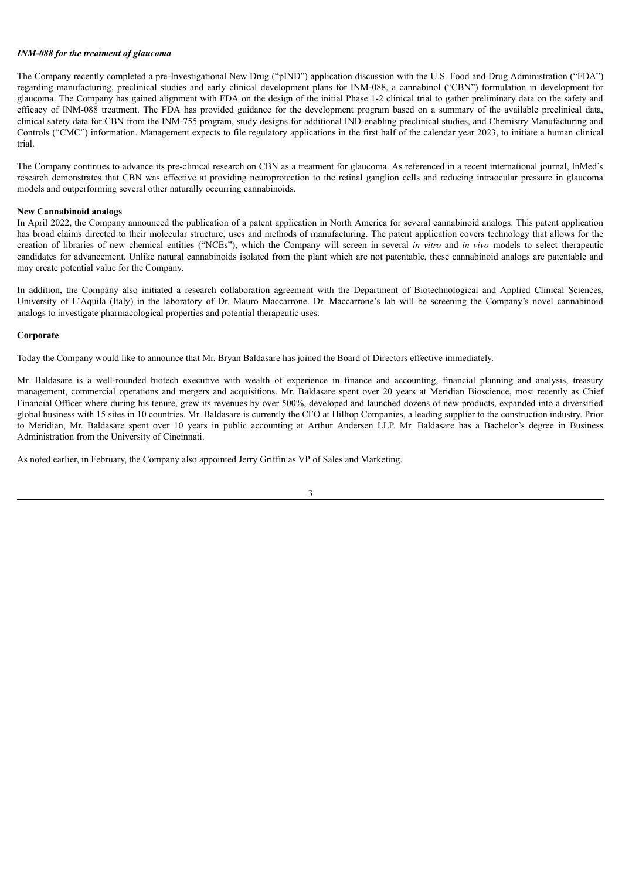***INM-088 for the treatment of glaucoma***

The Company recently completed a pre-Investigational New Drug ("pIND") application discussion with the U.S. Food and Drug Administration ("FDA") regarding manufacturing, preclinical studies and early clinical development plans for INM-088, a cannabinol ("CBN") formulation in development for glaucoma. The Company has gained alignment with FDA on the design of the initial Phase 1-2 clinical trial to gather preliminary data on the safety and efficacy of INM-088 treatment. The FDA has provided guidance for the development program based on a summary of the available preclinical data, clinical safety data for CBN from the INM-755 program, study designs for additional IND-enabling preclinical studies, and Chemistry Manufacturing and Controls ("CMC") information. Management expects to file regulatory applications in the first half of the calendar year 2023, to initiate a human clinical trial.

The Company continues to advance its pre-clinical research on CBN as a treatment for glaucoma. As referenced in a recent international journal, InMed's research demonstrates that CBN was effective at providing neuroprotection to the retinal ganglion cells and reducing intraocular pressure in glaucoma models and outperforming several other naturally occurring cannabinoids.

**New Cannabinoid analogs**

In April 2022, the Company announced the publication of a patent application in North America for several cannabinoid analogs. This patent application has broad claims directed to their molecular structure, uses and methods of manufacturing. The patent application covers technology that allows for the creation of libraries of new chemical entities ("NCEs"), which the Company will screen in several *in vitro* and *in vivo* models to select therapeutic candidates for advancement. Unlike natural cannabinoids isolated from the plant which are not patentable, these cannabinoid analogs are patentable and may create potential value for the Company.

In addition, the Company also initiated a research collaboration agreement with the Department of Biotechnological and Applied Clinical Sciences, University of L'Aquila (Italy) in the laboratory of Dr. Mauro Maccarrone. Dr. Maccarrone's lab will be screening the Company's novel cannabinoid analogs to investigate pharmacological properties and potential therapeutic uses.

**Corporate**

Today the Company would like to announce that Mr. Bryan Baldasare has joined the Board of Directors effective immediately.

Mr. Baldasare is a well-rounded biotech executive with wealth of experience in finance and accounting, financial planning and analysis, treasury management, commercial operations and mergers and acquisitions. Mr. Baldasare spent over 20 years at Meridian Bioscience, most recently as Chief Financial Officer where during his tenure, grew its revenues by over 500%, developed and launched dozens of new products, expanded into a diversified global business with 15 sites in 10 countries. Mr. Baldasare is currently the CFO at Hilltop Companies, a leading supplier to the construction industry. Prior to Meridian, Mr. Baldasare spent over 10 years in public accounting at Arthur Andersen LLP. Mr. Baldasare has a Bachelor's degree in Business Administration from the University of Cincinnati.

As noted earlier, in February, the Company also appointed Jerry Griffin as VP of Sales and Marketing.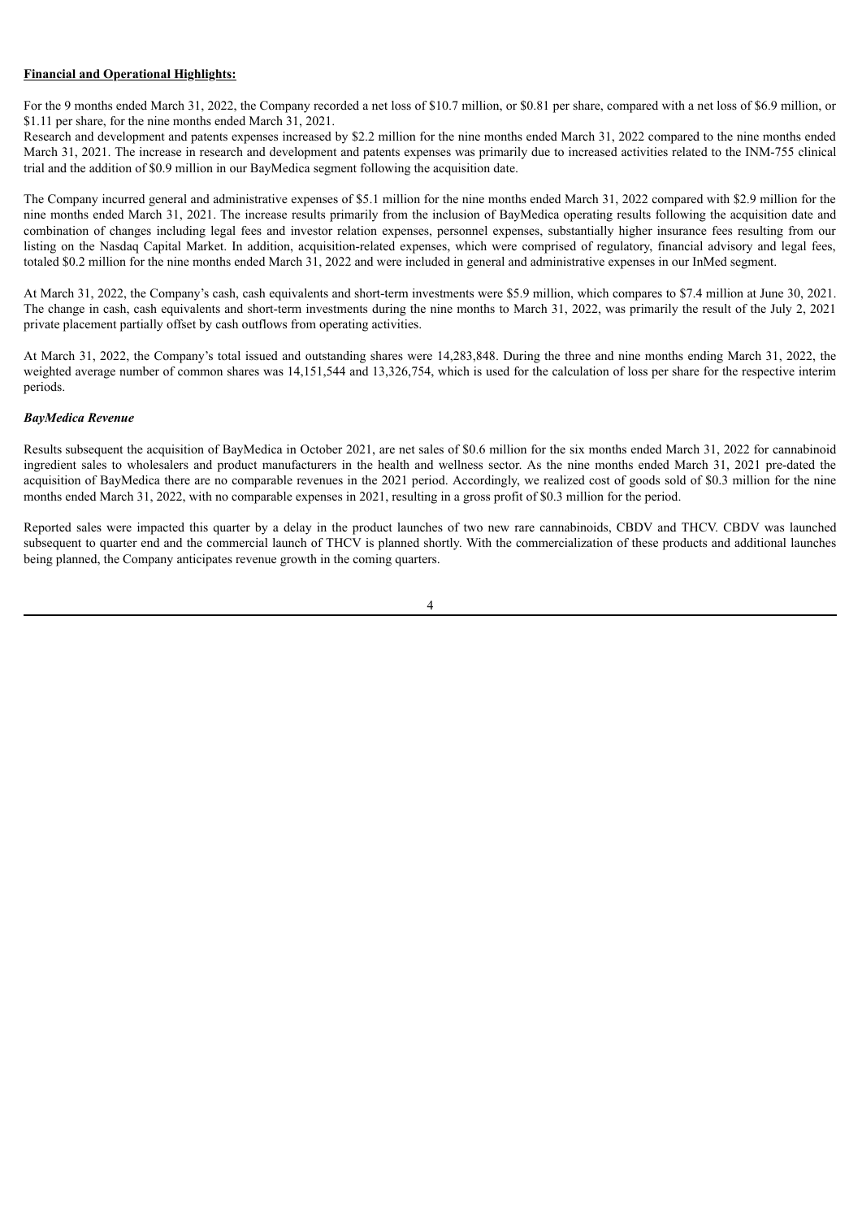**Financial and Operational Highlights:**

For the 9 months ended March 31, 2022, the Company recorded a net loss of $10.7 million, or $0.81 per share, compared with a net loss of $6.9 million, or $1.11 per share, for the nine months ended March 31, 2021.
Research and development and patents expenses increased by $2.2 million for the nine months ended March 31, 2022 compared to the nine months ended March 31, 2021. The increase in research and development and patents expenses was primarily due to increased activities related to the INM-755 clinical trial and the addition of $0.9 million in our BayMedica segment following the acquisition date.

The Company incurred general and administrative expenses of $5.1 million for the nine months ended March 31, 2022 compared with $2.9 million for the nine months ended March 31, 2021. The increase results primarily from the inclusion of BayMedica operating results following the acquisition date and combination of changes including legal fees and investor relation expenses, personnel expenses, substantially higher insurance fees resulting from our listing on the Nasdaq Capital Market. In addition, acquisition-related expenses, which were comprised of regulatory, financial advisory and legal fees, totaled $0.2 million for the nine months ended March 31, 2022 and were included in general and administrative expenses in our InMed segment.

At March 31, 2022, the Company's cash, cash equivalents and short-term investments were $5.9 million, which compares to $7.4 million at June 30, 2021. The change in cash, cash equivalents and short-term investments during the nine months to March 31, 2022, was primarily the result of the July 2, 2021 private placement partially offset by cash outflows from operating activities.

At March 31, 2022, the Company's total issued and outstanding shares were 14,283,848. During the three and nine months ending March 31, 2022, the weighted average number of common shares was 14,151,544 and 13,326,754, which is used for the calculation of loss per share for the respective interim periods.

***BayMedica Revenue***

Results subsequent the acquisition of BayMedica in October 2021, are net sales of $0.6 million for the six months ended March 31, 2022 for cannabinoid ingredient sales to wholesalers and product manufacturers in the health and wellness sector. As the nine months ended March 31, 2021 pre-dated the acquisition of BayMedica there are no comparable revenues in the 2021 period. Accordingly, we realized cost of goods sold of $0.3 million for the nine months ended March 31, 2022, with no comparable expenses in 2021, resulting in a gross profit of $0.3 million for the period.

Reported sales were impacted this quarter by a delay in the product launches of two new rare cannabinoids, CBDV and THCV. CBDV was launched subsequent to quarter end and the commercial launch of THCV is planned shortly. With the commercialization of these products and additional launches being planned, the Company anticipates revenue growth in the coming quarters.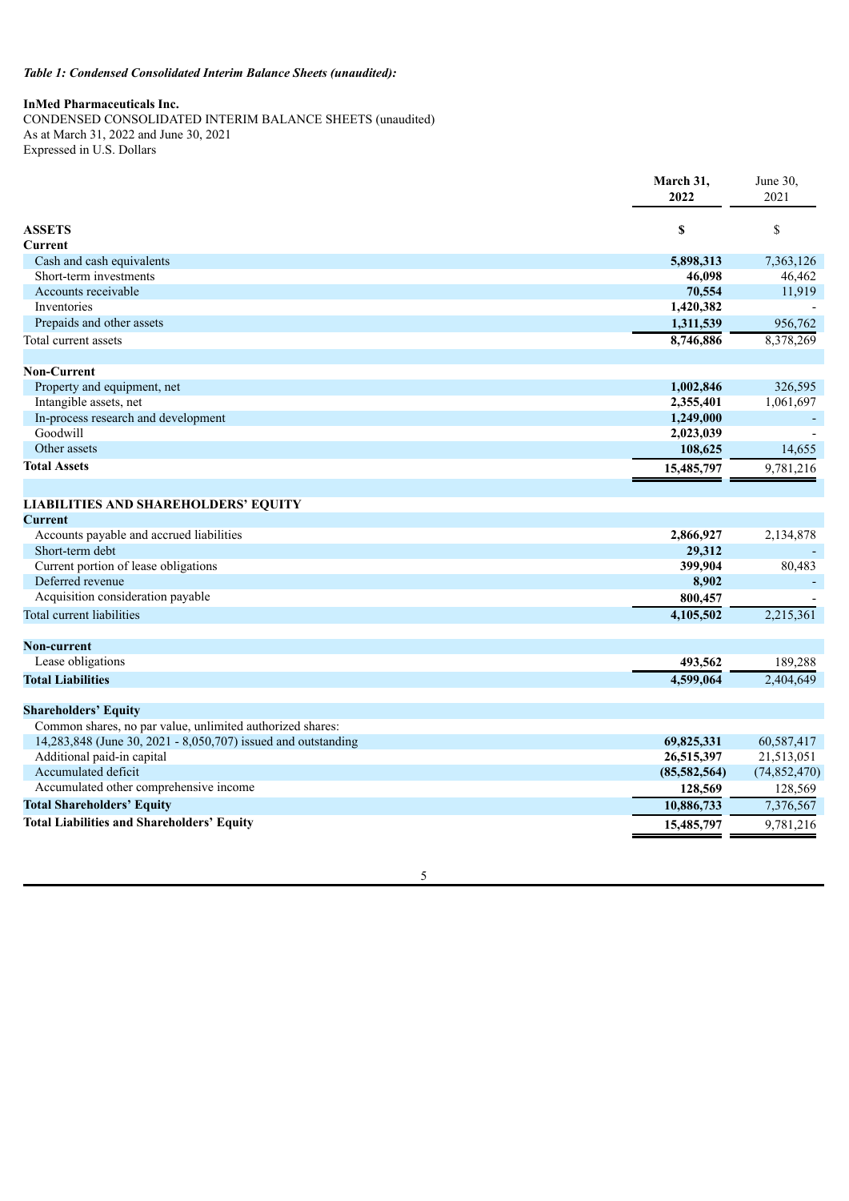*Table 1: Condensed Consolidated Interim Balance Sheets (unaudited):*

**InMed Pharmaceuticals Inc.**
CONDENSED CONSOLIDATED INTERIM BALANCE SHEETS (unaudited)
As at March 31, 2022 and June 30, 2021
Expressed in U.S. Dollars

| | **March 31, 2022** | June 30, 2021 |
|---|---|---|
| **ASSETS** | **$** | $ |
| **Current** | | |
| Cash and cash equivalents | **5,898,313** | 7,363,126 |
| Short-term investments | **46,098** | 46,462 |
| Accounts receivable | **70,554** | 11,919 |
| Inventories | **1,420,382** | - |
| Prepaids and other assets | **1,311,539** | 956,762 |
| Total current assets | **8,746,886** | 8,378,269 |
| | | |
| **Non-Current** | | |
| Property and equipment, net | **1,002,846** | 326,595 |
| Intangible assets, net | **2,355,401** | 1,061,697 |
| In-process research and development | **1,249,000** | - |
| Goodwill | **2,023,039** | - |
| Other assets | **108,625** | 14,655 |
| **Total Assets** | **15,485,797** | 9,781,216 |
| | | |
| **LIABILITIES AND SHAREHOLDERS' EQUITY** | | |
| **Current** | | |
| Accounts payable and accrued liabilities | **2,866,927** | 2,134,878 |
| Short-term debt | **29,312** | - |
| Current portion of lease obligations | **399,904** | 80,483 |
| Deferred revenue | **8,902** | - |
| Acquisition consideration payable | **800,457** | - |
| Total current liabilities | **4,105,502** | 2,215,361 |
| | | |
| **Non-current** | | |
| Lease obligations | **493,562** | 189,288 |
| **Total Liabilities** | **4,599,064** | 2,404,649 |
| | | |
| **Shareholders' Equity** | | |
| Common shares, no par value, unlimited authorized shares: | | |
| 14,283,848 (June 30, 2021 - 8,050,707) issued and outstanding | **69,825,331** | 60,587,417 |
| Additional paid-in capital | **26,515,397** | 21,513,051 |
| Accumulated deficit | **(85,582,564)** | (74,852,470) |
| Accumulated other comprehensive income | **128,569** | 128,569 |
| **Total Shareholders' Equity** | **10,886,733** | 7,376,567 |
| **Total Liabilities and Shareholders' Equity** | **15,485,797** | 9,781,216 |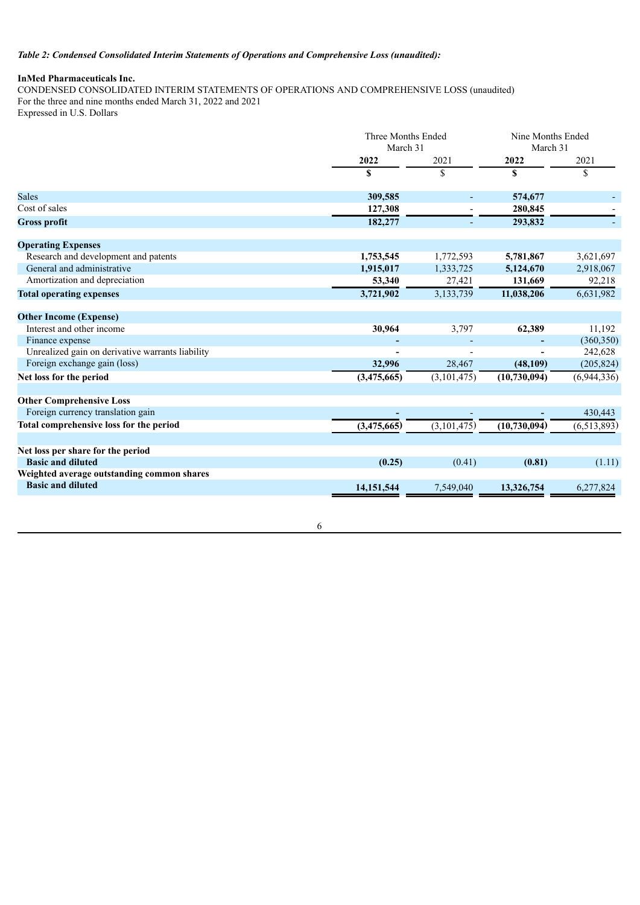*Table 2: Condensed Consolidated Interim Statements of Operations and Comprehensive Loss (unaudited):*

**InMed Pharmaceuticals Inc.**
CONDENSED CONSOLIDATED INTERIM STATEMENTS OF OPERATIONS AND COMPREHENSIVE LOSS (unaudited)
For the three and nine months ended March 31, 2022 and 2021
Expressed in U.S. Dollars

| | Three Months Ended March 31 | | Nine Months Ended March 31 | |
|---|---|---|---|---|
| | **2022** | 2021 | **2022** | 2021 |
| | **$** | $ | **$** | $ |
| Sales | **309,585** | - | **574,677** | - |
| Cost of sales | **127,308** | - | **280,845** | - |
| **Gross profit** | **182,277** | - | **293,832** | - |
| **Operating Expenses** | | | | |
| Research and development and patents | **1,753,545** | 1,772,593 | **5,781,867** | 3,621,697 |
| General and administrative | **1,915,017** | 1,333,725 | **5,124,670** | 2,918,067 |
| Amortization and depreciation | **53,340** | 27,421 | **131,669** | 92,218 |
| **Total operating expenses** | **3,721,902** | 3,133,739 | **11,038,206** | 6,631,982 |
| **Other Income (Expense)** | | | | |
| Interest and other income | **30,964** | 3,797 | **62,389** | 11,192 |
| Finance expense | **-** | - | **-** | (360,350) |
| Unrealized gain on derivative warrants liability | **-** | - | **-** | 242,628 |
| Foreign exchange gain (loss) | **32,996** | 28,467 | **(48,109)** | (205,824) |
| **Net loss for the period** | **(3,475,665)** | (3,101,475) | **(10,730,094)** | (6,944,336) |
| **Other Comprehensive Loss** | | | | |
| Foreign currency translation gain | **-** | - | **-** | 430,443 |
| **Total comprehensive loss for the period** | **(3,475,665)** | (3,101,475) | **(10,730,094)** | (6,513,893) |
| **Net loss per share for the period** | | | | |
| **Basic and diluted** | **(0.25)** | (0.41) | **(0.81)** | (1.11) |
| **Weighted average outstanding common shares** | | | | |
| **Basic and diluted** | **14,151,544** | 7,549,040 | **13,326,754** | 6,277,824 |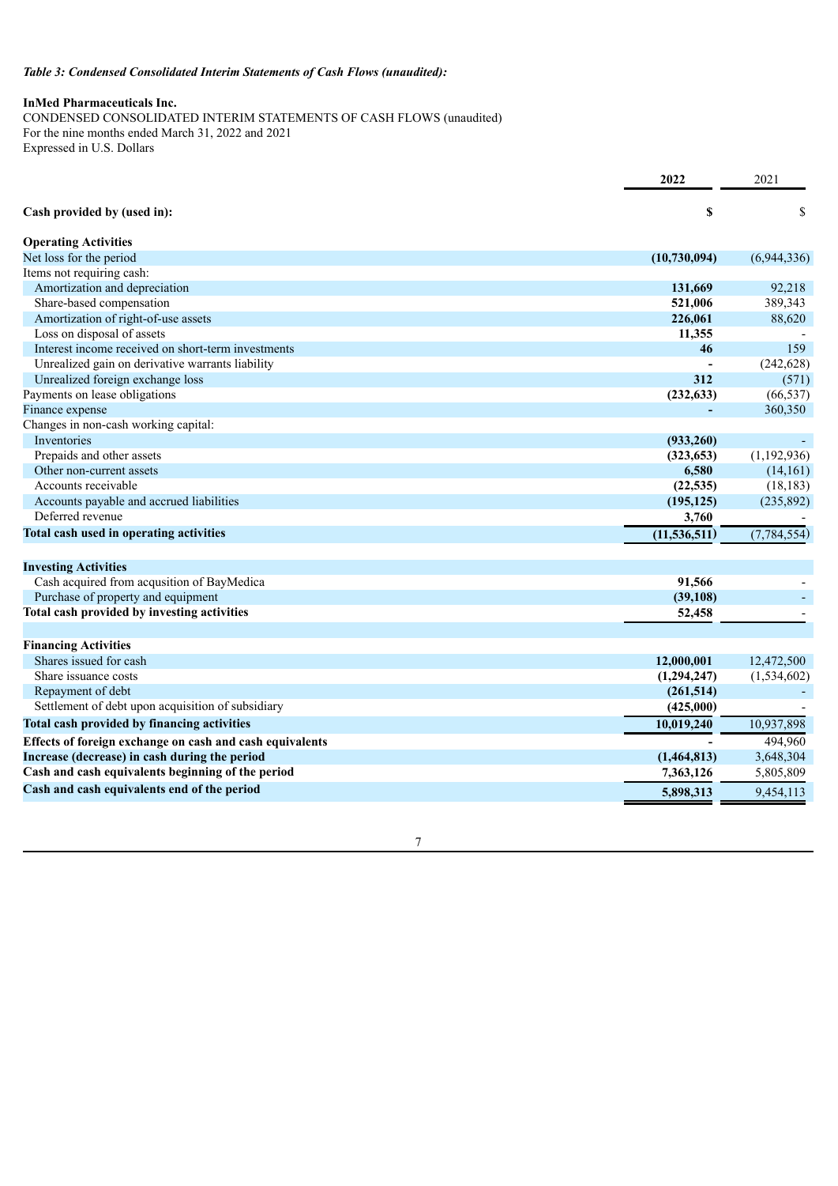*Table 3: Condensed Consolidated Interim Statements of Cash Flows (unaudited):*

**InMed Pharmaceuticals Inc.**
CONDENSED CONSOLIDATED INTERIM STATEMENTS OF CASH FLOWS (unaudited)
For the nine months ended March 31, 2022 and 2021
Expressed in U.S. Dollars

| | **2022** | 2021 |
|---|---|---|
| **Cash provided by (used in):** | **$** | $ |
| **Operating Activities** | | |
| Net loss for the period | **(10,730,094)** | (6,944,336) |
| Items not requiring cash: | | |
| Amortization and depreciation | **131,669** | 92,218 |
| Share-based compensation | **521,006** | 389,343 |
| Amortization of right-of-use assets | **226,061** | 88,620 |
| Loss on disposal of assets | **11,355** | - |
| Interest income received on short-term investments | **46** | 159 |
| Unrealized gain on derivative warrants liability | **-** | (242,628) |
| Unrealized foreign exchange loss | **312** | (571) |
| Payments on lease obligations | **(232,633)** | (66,537) |
| Finance expense | **-** | 360,350 |
| Changes in non-cash working capital: | | |
| Inventories | **(933,260)** | - |
| Prepaids and other assets | **(323,653)** | (1,192,936) |
| Other non-current assets | **6,580** | (14,161) |
| Accounts receivable | **(22,535)** | (18,183) |
| Accounts payable and accrued liabilities | **(195,125)** | (235,892) |
| Deferred revenue | **3,760** | - |
| **Total cash used in operating activities** | **(11,536,511)** | (7,784,554) |
| **Investing Activities** | | |
| Cash acquired from acqusition of BayMedica | **91,566** | - |
| Purchase of property and equipment | **(39,108)** | - |
| **Total cash provided by investing activities** | **52,458** | - |
| **Financing Activities** | | |
| Shares issued for cash | **12,000,001** | 12,472,500 |
| Share issuance costs | **(1,294,247)** | (1,534,602) |
| Repayment of debt | **(261,514)** | - |
| Settlement of debt upon acquisition of subsidiary | **(425,000)** | - |
| **Total cash provided by financing activities** | **10,019,240** | 10,937,898 |
| **Effects of foreign exchange on cash and cash equivalents** | **-** | 494,960 |
| **Increase (decrease) in cash during the period** | **(1,464,813)** | 3,648,304 |
| **Cash and cash equivalents beginning of the period** | **7,363,126** | 5,805,809 |
| **Cash and cash equivalents end of the period** | **5,898,313** | 9,454,113 |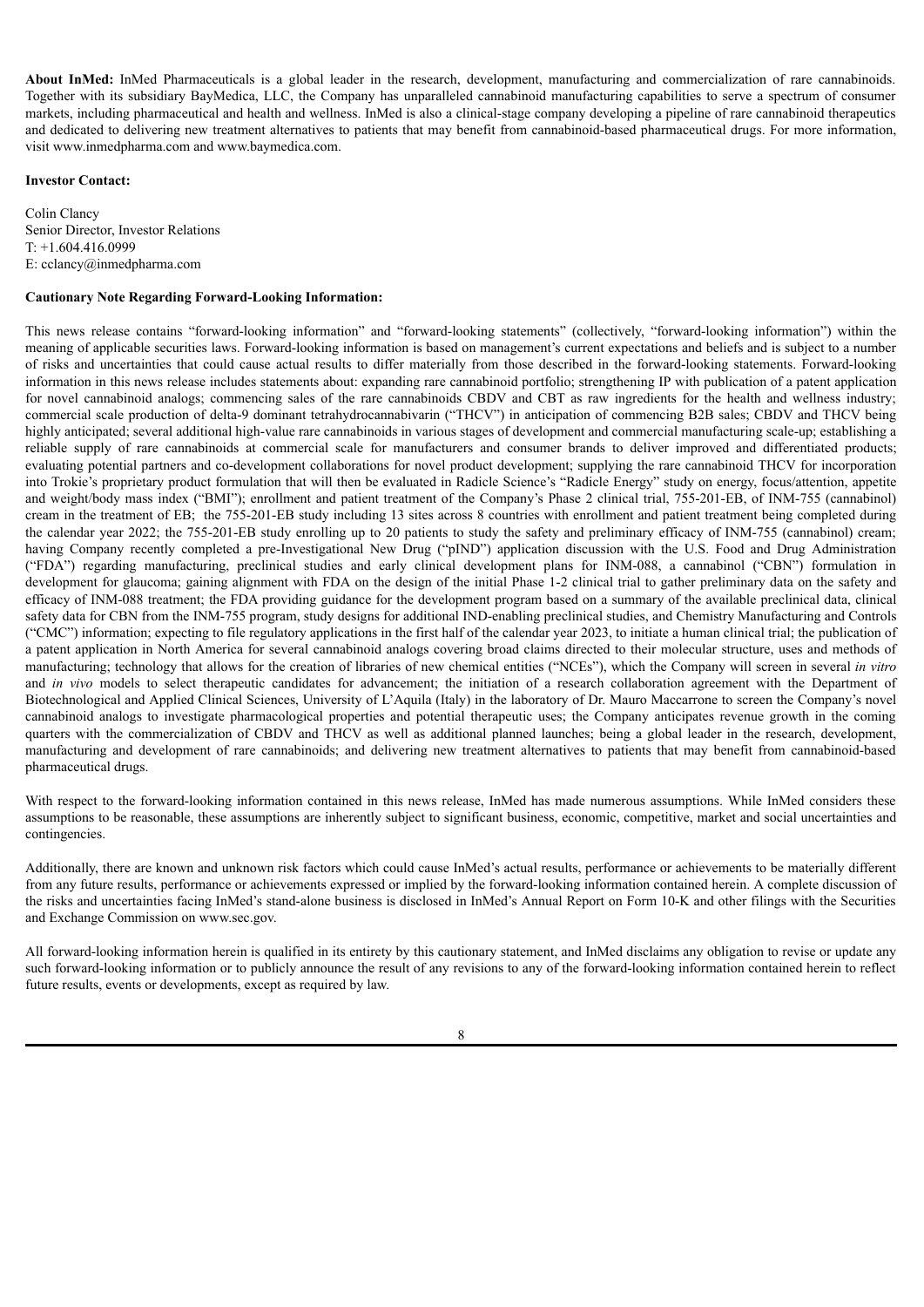**About InMed:** InMed Pharmaceuticals is a global leader in the research, development, manufacturing and commercialization of rare cannabinoids. Together with its subsidiary BayMedica, LLC, the Company has unparalleled cannabinoid manufacturing capabilities to serve a spectrum of consumer markets, including pharmaceutical and health and wellness. InMed is also a clinical-stage company developing a pipeline of rare cannabinoid therapeutics and dedicated to delivering new treatment alternatives to patients that may benefit from cannabinoid-based pharmaceutical drugs. For more information, visit www.inmedpharma.com and www.baymedica.com.

**Investor Contact:**

Colin Clancy
Senior Director, Investor Relations
T: +1.604.416.0999
E: cclancy@inmedpharma.com

**Cautionary Note Regarding Forward-Looking Information:**

This news release contains "forward-looking information" and "forward-looking statements" (collectively, "forward-looking information") within the meaning of applicable securities laws. Forward-looking information is based on management's current expectations and beliefs and is subject to a number of risks and uncertainties that could cause actual results to differ materially from those described in the forward-looking statements. Forward-looking information in this news release includes statements about: expanding rare cannabinoid portfolio; strengthening IP with publication of a patent application for novel cannabinoid analogs; commencing sales of the rare cannabinoids CBDV and CBT as raw ingredients for the health and wellness industry; commercial scale production of delta-9 dominant tetrahydrocannabivarin ("THCV") in anticipation of commencing B2B sales; CBDV and THCV being highly anticipated; several additional high-value rare cannabinoids in various stages of development and commercial manufacturing scale-up; establishing a reliable supply of rare cannabinoids at commercial scale for manufacturers and consumer brands to deliver improved and differentiated products; evaluating potential partners and co-development collaborations for novel product development; supplying the rare cannabinoid THCV for incorporation into Trokie's proprietary product formulation that will then be evaluated in Radicle Science's "Radicle Energy" study on energy, focus/attention, appetite and weight/body mass index ("BMI"); enrollment and patient treatment of the Company's Phase 2 clinical trial, 755-201-EB, of INM-755 (cannabinol) cream in the treatment of EB; the 755-201-EB study including 13 sites across 8 countries with enrollment and patient treatment being completed during the calendar year 2022; the 755-201-EB study enrolling up to 20 patients to study the safety and preliminary efficacy of INM-755 (cannabinol) cream; having Company recently completed a pre-Investigational New Drug ("pIND") application discussion with the U.S. Food and Drug Administration ("FDA") regarding manufacturing, preclinical studies and early clinical development plans for INM-088, a cannabinol ("CBN") formulation in development for glaucoma; gaining alignment with FDA on the design of the initial Phase 1-2 clinical trial to gather preliminary data on the safety and efficacy of INM-088 treatment; the FDA providing guidance for the development program based on a summary of the available preclinical data, clinical safety data for CBN from the INM-755 program, study designs for additional IND-enabling preclinical studies, and Chemistry Manufacturing and Controls ("CMC") information; expecting to file regulatory applications in the first half of the calendar year 2023, to initiate a human clinical trial; the publication of a patent application in North America for several cannabinoid analogs covering broad claims directed to their molecular structure, uses and methods of manufacturing; technology that allows for the creation of libraries of new chemical entities ("NCEs"), which the Company will screen in several *in vitro* and *in vivo* models to select therapeutic candidates for advancement; the initiation of a research collaboration agreement with the Department of Biotechnological and Applied Clinical Sciences, University of L'Aquila (Italy) in the laboratory of Dr. Mauro Maccarrone to screen the Company's novel cannabinoid analogs to investigate pharmacological properties and potential therapeutic uses; the Company anticipates revenue growth in the coming quarters with the commercialization of CBDV and THCV as well as additional planned launches; being a global leader in the research, development, manufacturing and development of rare cannabinoids; and delivering new treatment alternatives to patients that may benefit from cannabinoid-based pharmaceutical drugs.

With respect to the forward-looking information contained in this news release, InMed has made numerous assumptions. While InMed considers these assumptions to be reasonable, these assumptions are inherently subject to significant business, economic, competitive, market and social uncertainties and contingencies.

Additionally, there are known and unknown risk factors which could cause InMed's actual results, performance or achievements to be materially different from any future results, performance or achievements expressed or implied by the forward-looking information contained herein. A complete discussion of the risks and uncertainties facing InMed's stand-alone business is disclosed in InMed's Annual Report on Form 10-K and other filings with the Securities and Exchange Commission on www.sec.gov.

All forward-looking information herein is qualified in its entirety by this cautionary statement, and InMed disclaims any obligation to revise or update any such forward-looking information or to publicly announce the result of any revisions to any of the forward-looking information contained herein to reflect future results, events or developments, except as required by law.